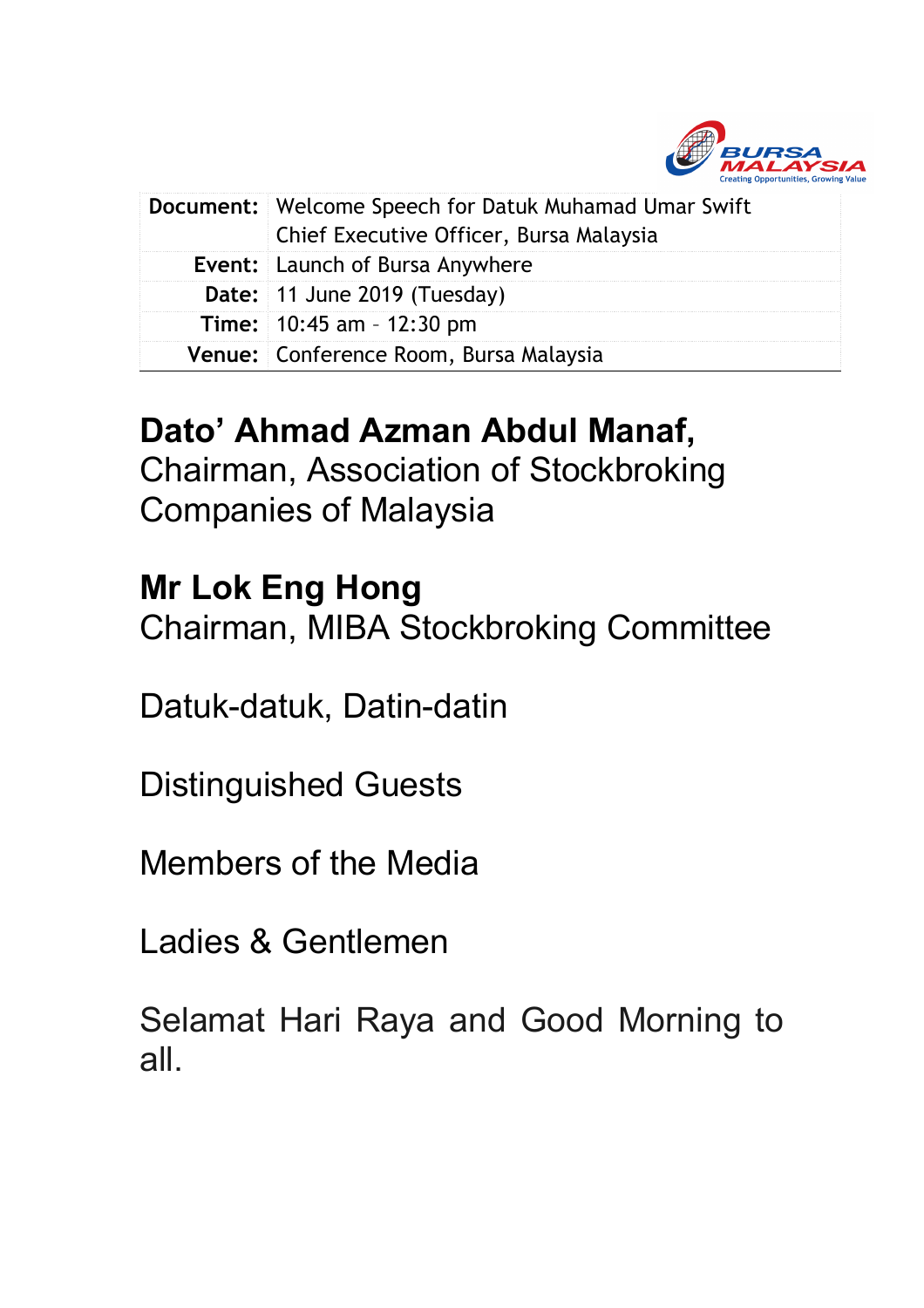| | |
|---|---|
| **Document:** | Welcome Speech for Datuk Muhamad Umar Swift<br>Chief Executive Officer, Bursa Malaysia |
| **Event:** | Launch of Bursa Anywhere |
| **Date:** | 11 June 2019 (Tuesday) |
| **Time:** | 10:45 am – 12:30 pm |
| **Venue:** | Conference Room, Bursa Malaysia |

**Dato' Ahmad Azman Abdul Manaf,**
Chairman, Association of Stockbroking Companies of Malaysia

**Mr Lok Eng Hong**
Chairman, MIBA Stockbroking Committee

Datuk-datuk, Datin-datin

Distinguished Guests

Members of the Media

Ladies & Gentlemen

Selamat Hari Raya and Good Morning to all.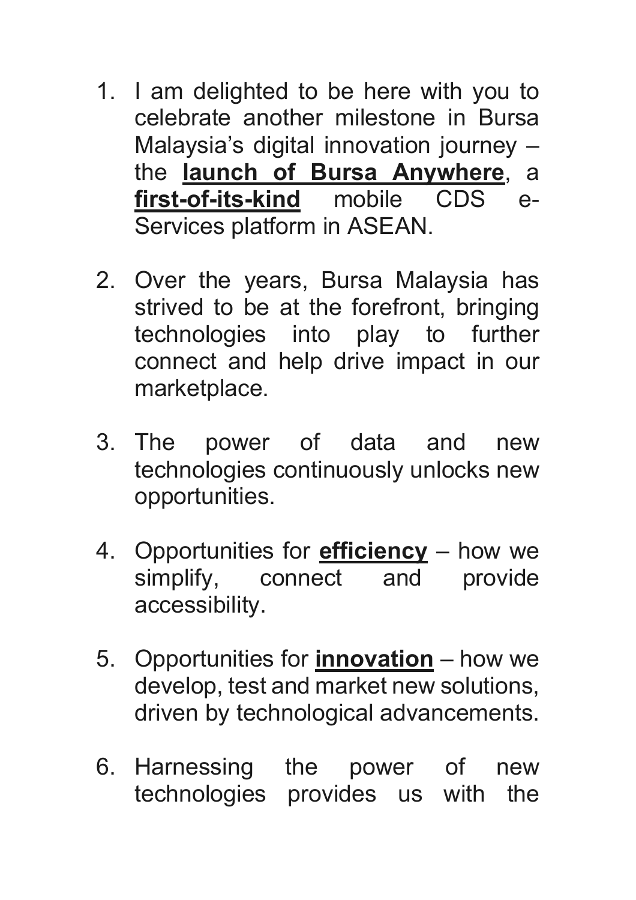1. I am delighted to be here with you to celebrate another milestone in Bursa Malaysia's digital innovation journey – the **launch of Bursa Anywhere**, a **first-of-its-kind** mobile CDS e-Services platform in ASEAN.

2. Over the years, Bursa Malaysia has strived to be at the forefront, bringing technologies into play to further connect and help drive impact in our marketplace.

3. The power of data and new technologies continuously unlocks new opportunities.

4. Opportunities for **efficiency** – how we simplify, connect and provide accessibility.

5. Opportunities for **innovation** – how we develop, test and market new solutions, driven by technological advancements.

6. Harnessing the power of new technologies provides us with the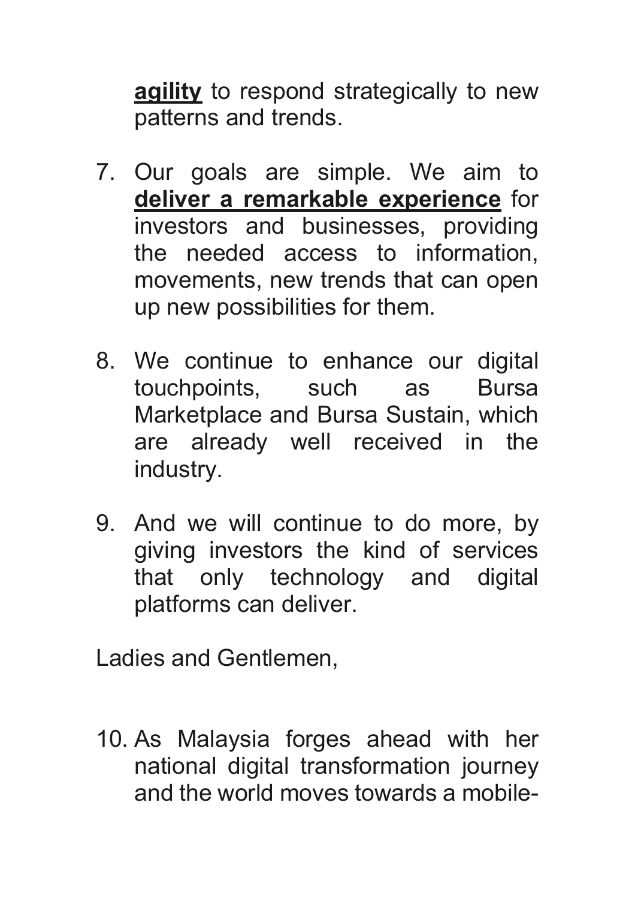**agility** to respond strategically to new patterns and trends.

7. Our goals are simple. We aim to **deliver a remarkable experience** for investors and businesses, providing the needed access to information, movements, new trends that can open up new possibilities for them.

8. We continue to enhance our digital touchpoints, such as Bursa Marketplace and Bursa Sustain, which are already well received in the industry.

9. And we will continue to do more, by giving investors the kind of services that only technology and digital platforms can deliver.

Ladies and Gentlemen,

10. As Malaysia forges ahead with her national digital transformation journey and the world moves towards a mobile-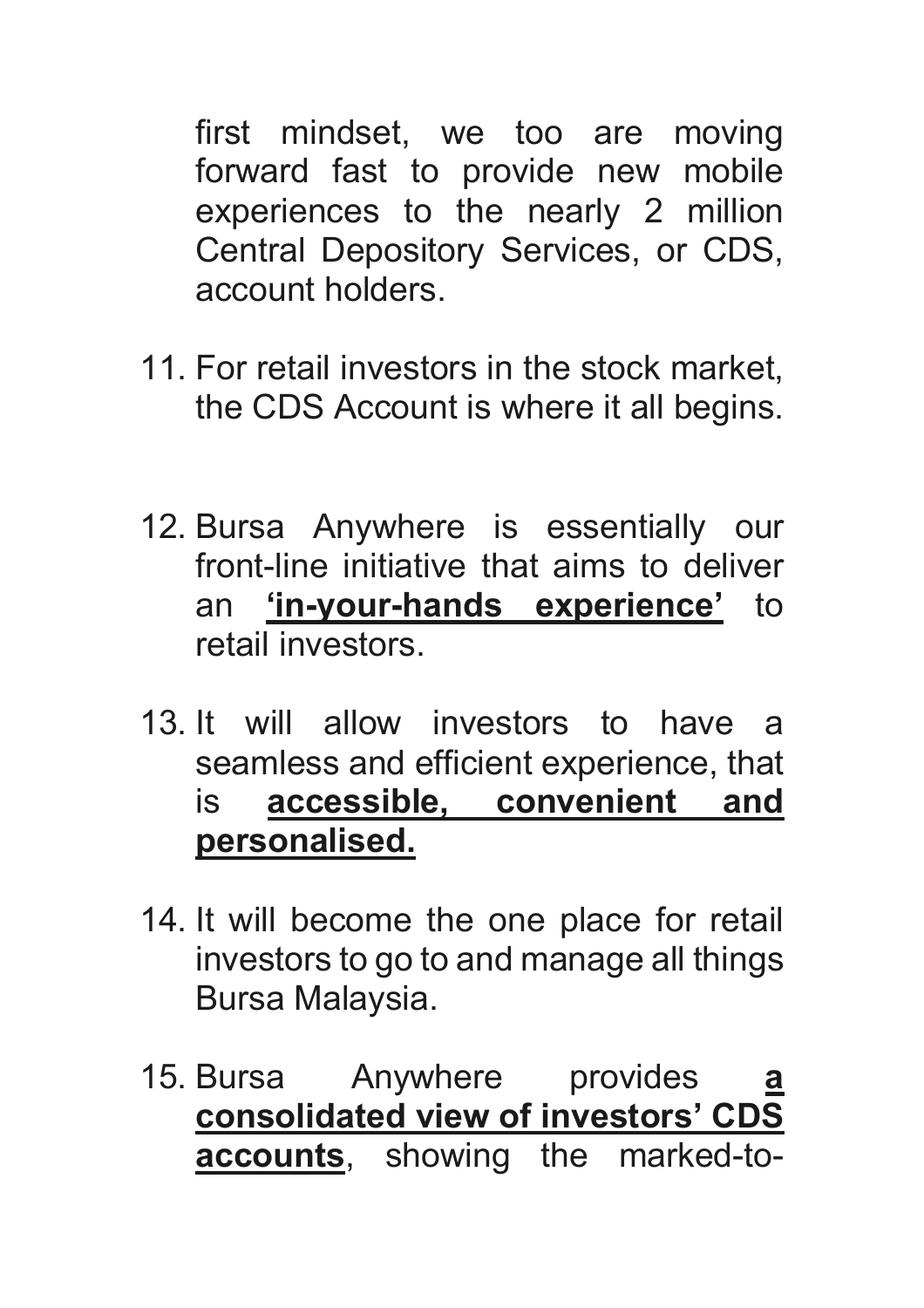first mindset, we too are moving forward fast to provide new mobile experiences to the nearly 2 million Central Depository Services, or CDS, account holders.

11. For retail investors in the stock market, the CDS Account is where it all begins.

12. Bursa Anywhere is essentially our front-line initiative that aims to deliver an **<u>'in-your-hands experience'</u>** to retail investors.

13. It will allow investors to have a seamless and efficient experience, that is **<u>accessible, convenient and personalised.</u>**

14. It will become the one place for retail investors to go to and manage all things Bursa Malaysia.

15. Bursa Anywhere provides **<u>a consolidated view of investors' CDS accounts</u>**, showing the marked-to-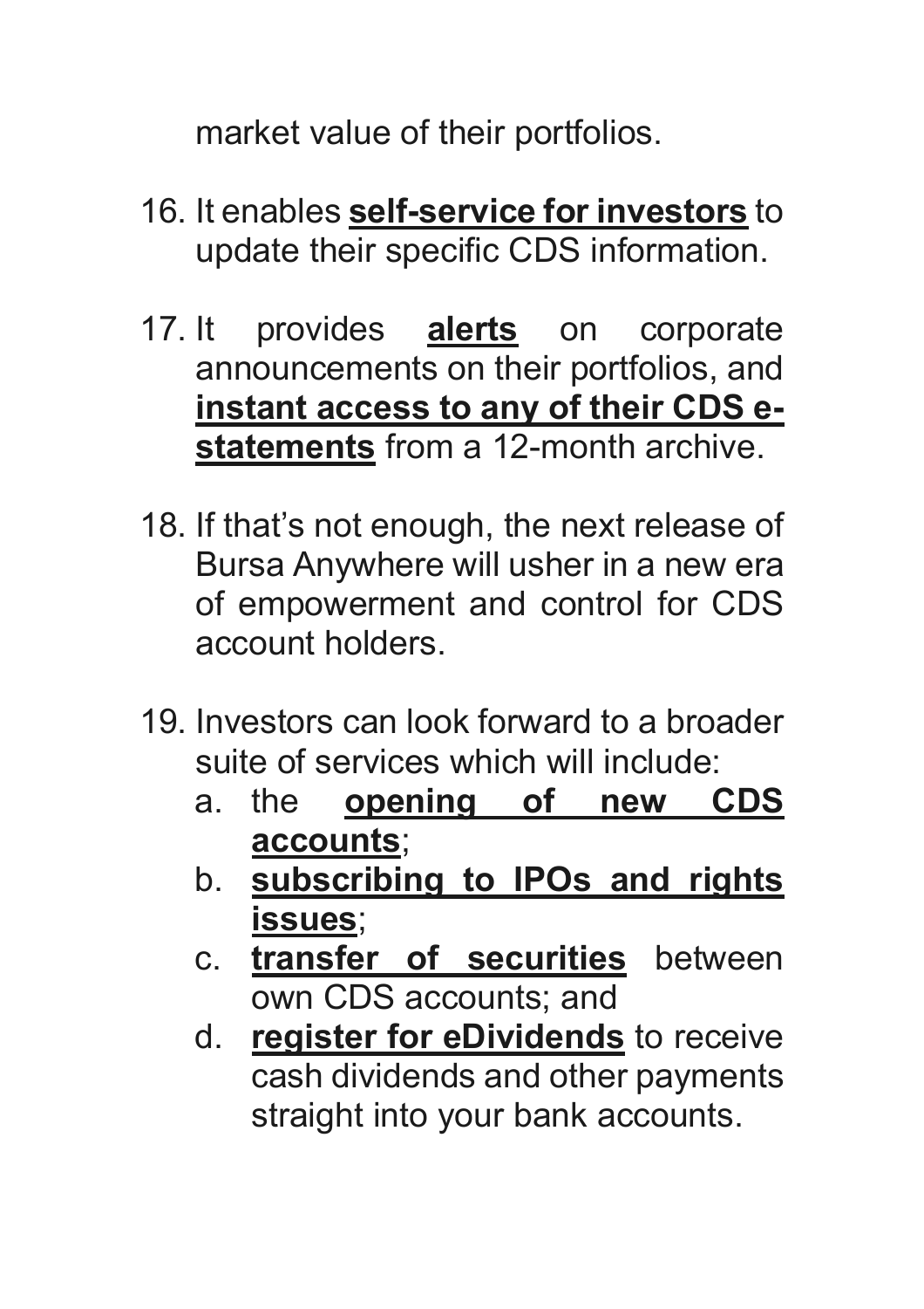market value of their portfolios.

16. It enables **self-service for investors** to update their specific CDS information.

17. It provides **alerts** on corporate announcements on their portfolios, and **instant access to any of their CDS e-statements** from a 12-month archive.

18. If that's not enough, the next release of Bursa Anywhere will usher in a new era of empowerment and control for CDS account holders.

19. Investors can look forward to a broader suite of services which will include:
    a. the **opening of new CDS accounts**;
    b. **subscribing to IPOs and rights issues**;
    c. **transfer of securities** between own CDS accounts; and
    d. **register for eDividends** to receive cash dividends and other payments straight into your bank accounts.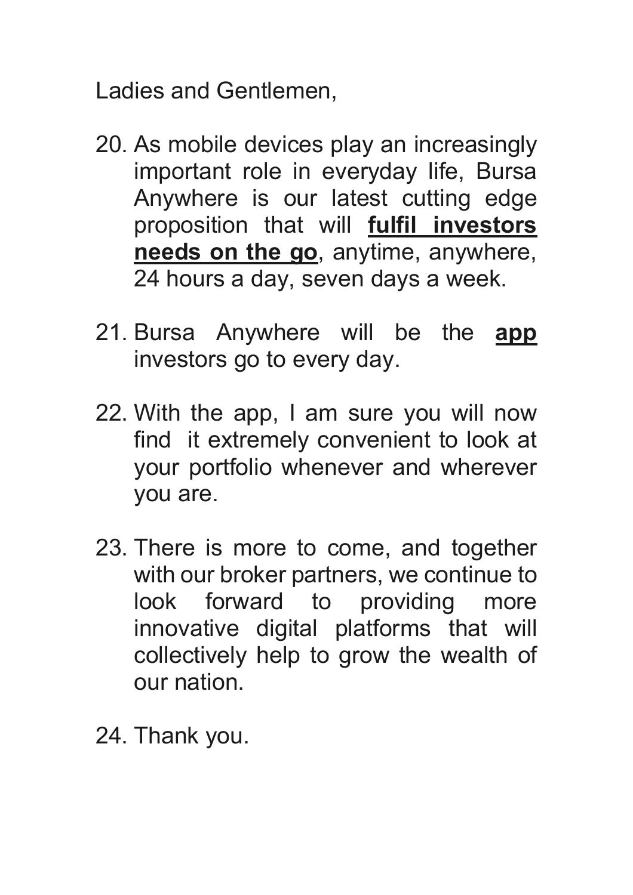Ladies and Gentlemen,

20. As mobile devices play an increasingly important role in everyday life, Bursa Anywhere is our latest cutting edge proposition that will **<u>fulfil investors needs on the go</u>**, anytime, anywhere, 24 hours a day, seven days a week.

21. Bursa Anywhere will be the **<u>app</u>** investors go to every day.

22. With the app, I am sure you will now find it extremely convenient to look at your portfolio whenever and wherever you are.

23. There is more to come, and together with our broker partners, we continue to look forward to providing more innovative digital platforms that will collectively help to grow the wealth of our nation.

24. Thank you.